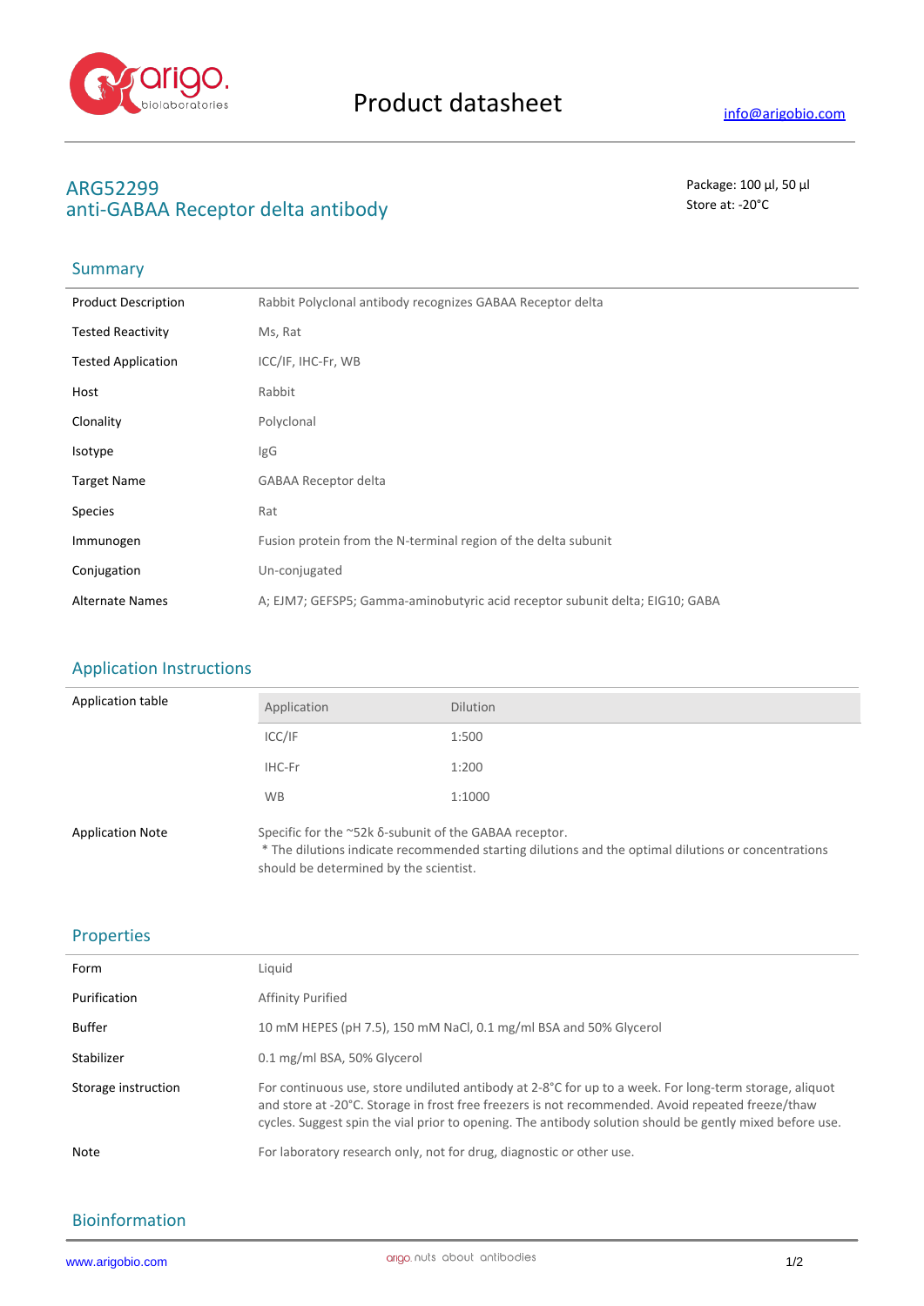# Product datasheet

info@arigobio.com

## ARG52299
## anti-GABAA Receptor delta antibody

Package: 100 μl, 50 μl
Store at: -20°C

## Summary

| | |
|---|---|
| Product Description | Rabbit Polyclonal antibody recognizes GABAA Receptor delta |
| Tested Reactivity | Ms, Rat |
| Tested Application | ICC/IF, IHC-Fr, WB |
| Host | Rabbit |
| Clonality | Polyclonal |
| Isotype | IgG |
| Target Name | GABAA Receptor delta |
| Species | Rat |
| Immunogen | Fusion protein from the N-terminal region of the delta subunit |
| Conjugation | Un-conjugated |
| Alternate Names | A; EJM7; GEFSP5; Gamma-aminobutyric acid receptor subunit delta; EIG10; GABA |

## Application Instructions

Application table

| Application | Dilution |
|---|---|
| ICC/IF | 1:500 |
| IHC-Fr | 1:200 |
| WB | 1:1000 |

Application Note: Specific for the ~52k δ-subunit of the GABAA receptor.
* The dilutions indicate recommended starting dilutions and the optimal dilutions or concentrations should be determined by the scientist.

## Properties

| | |
|---|---|
| Form | Liquid |
| Purification | Affinity Purified |
| Buffer | 10 mM HEPES (pH 7.5), 150 mM NaCl, 0.1 mg/ml BSA and 50% Glycerol |
| Stabilizer | 0.1 mg/ml BSA, 50% Glycerol |
| Storage instruction | For continuous use, store undiluted antibody at 2-8°C for up to a week. For long-term storage, aliquot and store at -20°C. Storage in frost free freezers is not recommended. Avoid repeated freeze/thaw cycles. Suggest spin the vial prior to opening. The antibody solution should be gently mixed before use. |
| Note | For laboratory research only, not for drug, diagnostic or other use. |

## Bioinformation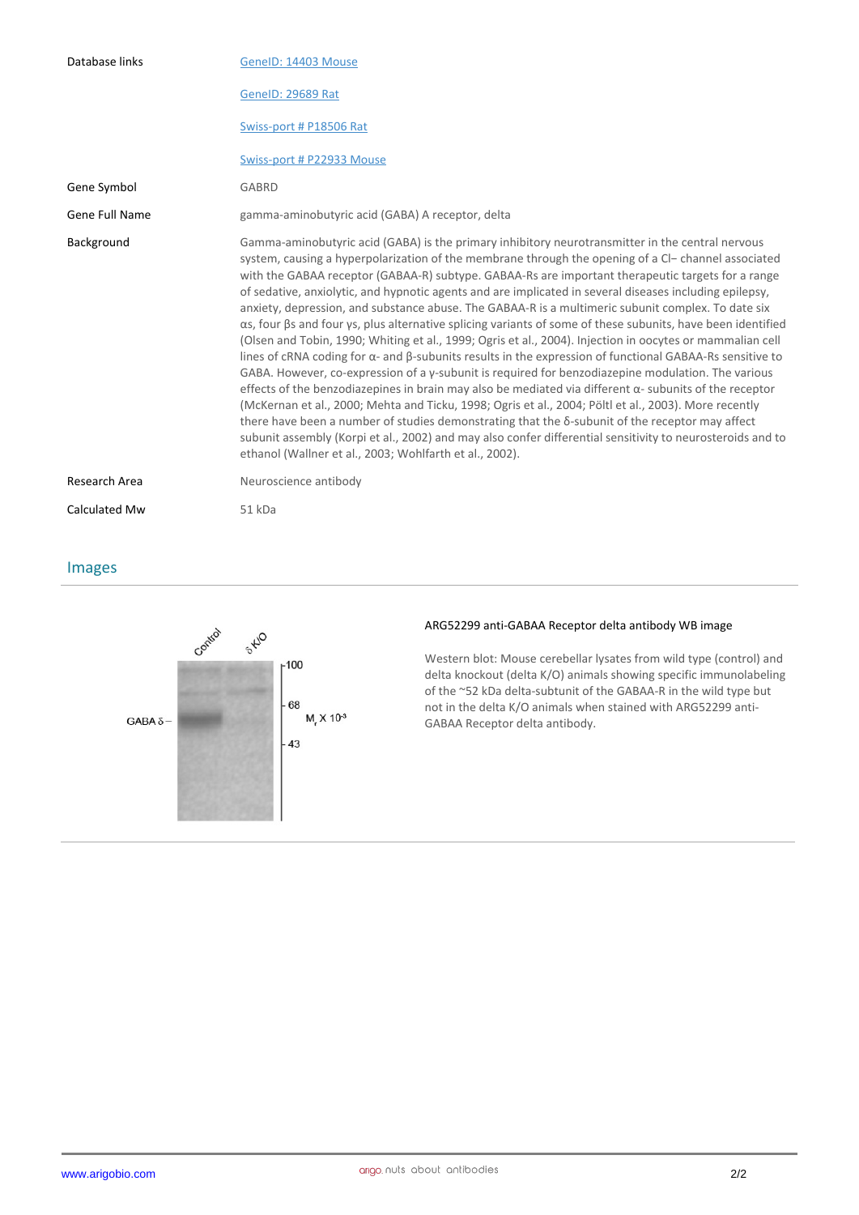| | |
|---|---|
| Database links | GeneID: 14403 Mouse |
| | GeneID: 29689 Rat |
| | Swiss-port # P18506 Rat |
| | Swiss-port # P22933 Mouse |
| Gene Symbol | GABRD |
| Gene Full Name | gamma-aminobutyric acid (GABA) A receptor, delta |
| Background | Gamma-aminobutyric acid (GABA) is the primary inhibitory neurotransmitter in the central nervous system, causing a hyperpolarization of the membrane through the opening of a Cl– channel associated with the GABAA receptor (GABAA-R) subtype. GABAA-Rs are important therapeutic targets for a range of sedative, anxiolytic, and hypnotic agents and are implicated in several diseases including epilepsy, anxiety, depression, and substance abuse. The GABAA-R is a multimeric subunit complex. To date six αs, four βs and four γs, plus alternative splicing variants of some of these subunits, have been identified (Olsen and Tobin, 1990; Whiting et al., 1999; Ogris et al., 2004). Injection in oocytes or mammalian cell lines of cRNA coding for α- and β-subunits results in the expression of functional GABAA-Rs sensitive to GABA. However, co-expression of a γ-subunit is required for benzodiazepine modulation. The various effects of the benzodiazepines in brain may also be mediated via different α- subunits of the receptor (McKernan et al., 2000; Mehta and Ticku, 1998; Ogris et al., 2004; Pöltl et al., 2003). More recently there have been a number of studies demonstrating that the δ-subunit of the receptor may affect subunit assembly (Korpi et al., 2002) and may also confer differential sensitivity to neurosteroids and to ethanol (Wallner et al., 2003; Wohlfarth et al., 2002). |
| Research Area | Neuroscience antibody |
| Calculated Mw | 51 kDa |

## Images

Control
δ K/O
GABA δ –
100
68
43
$M_r$ X $10^{-3}$

**ARG52299 anti-GABAA Receptor delta antibody WB image**

Western blot: Mouse cerebellar lysates from wild type (control) and delta knockout (delta K/O) animals showing specific immunolabeling of the ~52 kDa delta-subtunit of the GABAA-R in the wild type but not in the delta K/O animals when stained with ARG52299 anti-GABAA Receptor delta antibody.